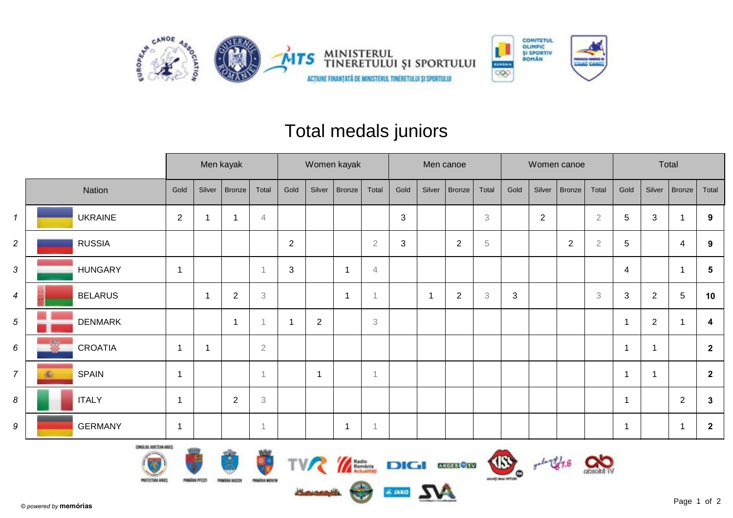# Total medals juniors

| | Nation | Men kayak | | | | Women kayak | | | | Men canoe | | | | Women canoe | | | | Total | | | |
|---|---|---|---|---|---|---|---|---|---|---|---|---|---|---|---|---|---|---|---|---|---|
| | | Gold | Silver | Bronze | Total | Gold | Silver | Bronze | Total | Gold | Silver | Bronze | Total | Gold | Silver | Bronze | Total | Gold | Silver | Bronze | Total |
| 1 | UKRAINE | 2 | 1 | 1 | 4 | | | | | 3 | | | 3 | | 2 | | 2 | 5 | 3 | 1 | **9** |
| 2 | RUSSIA | | | | | 2 | | | 2 | 3 | | 2 | 5 | | | 2 | 2 | 5 | | 4 | **9** |
| 3 | HUNGARY | 1 | | | 1 | 3 | | 1 | 4 | | | | | | | | | 4 | | 1 | **5** |
| 4 | BELARUS | | 1 | 2 | 3 | | | 1 | 1 | | 1 | 2 | 3 | 3 | | | 3 | 3 | 2 | 5 | **10** |
| 5 | DENMARK | | | 1 | 1 | 1 | 2 | | 3 | | | | | | | | | 1 | 2 | 1 | **4** |
| 6 | CROATIA | 1 | 1 | | 2 | | | | | | | | | | | | | 1 | 1 | | **2** |
| 7 | SPAIN | 1 | | | 1 | | 1 | | 1 | | | | | | | | | 1 | 1 | | **2** |
| 8 | ITALY | 1 | | 2 | 3 | | | | | | | | | | | | | 1 | | 2 | **3** |
| 9 | GERMANY | 1 | | | 1 | | | 1 | 1 | | | | | | | | | 1 | | 1 | **2** |

© powered by **memórias**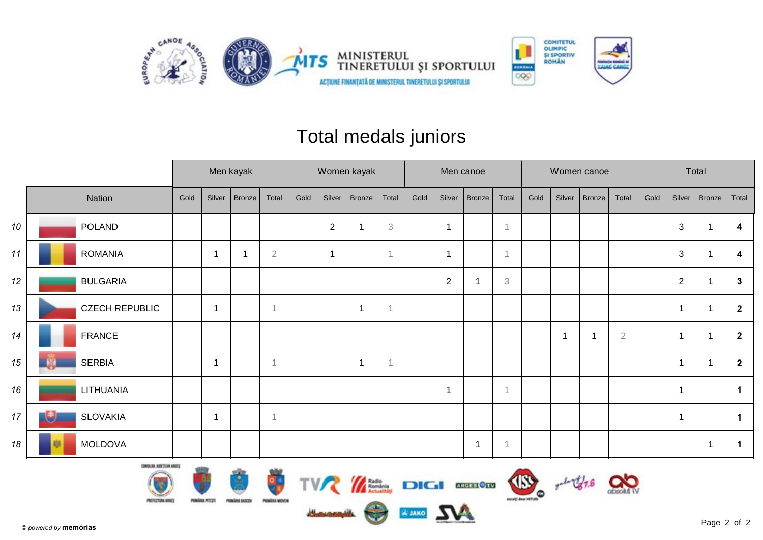# Total medals juniors

| | Nation | Men kayak | | | | Women kayak | | | | Men canoe | | | | Women canoe | | | | Total | | | |
|---|---|---|---|---|---|---|---|---|---|---|---|---|---|---|---|---|---|---|---|---|---|
| | | Gold | Silver | Bronze | Total | Gold | Silver | Bronze | Total | Gold | Silver | Bronze | Total | Gold | Silver | Bronze | Total | Gold | Silver | Bronze | Total |
| 10 | POLAND | | | | | | 2 | 1 | 3 | | 1 | | 1 | | | | | | 3 | 1 | **4** |
| 11 | ROMANIA | | 1 | 1 | 2 | | 1 | | 1 | | 1 | | 1 | | | | | | 3 | 1 | **4** |
| 12 | BULGARIA | | | | | | | | | | 2 | 1 | 3 | | | | | | 2 | 1 | **3** |
| 13 | CZECH REPUBLIC | | 1 | | 1 | | | 1 | 1 | | | | | | | | | | 1 | 1 | **2** |
| 14 | FRANCE | | | | | | | | | | | | | | 1 | 1 | 2 | | 1 | 1 | **2** |
| 15 | SERBIA | | 1 | | 1 | | | 1 | 1 | | | | | | | | | | 1 | 1 | **2** |
| 16 | LITHUANIA | | | | | | | | | | 1 | | 1 | | | | | | 1 | | **1** |
| 17 | SLOVAKIA | | 1 | | 1 | | | | | | | | | | | | | | 1 | | **1** |
| 18 | MOLDOVA | | | | | | | | | | | 1 | 1 | | | | | | | 1 | **1** |

© *powered by* **memórias**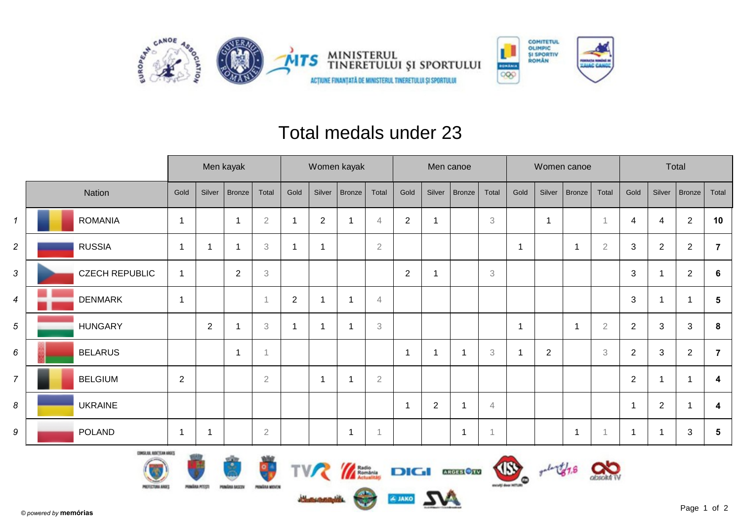# Total medals under 23

| | Nation | Men kayak | | | | Women kayak | | | | Men canoe | | | | Women canoe | | | | Total | | | |
|---|---|---|---|---|---|---|---|---|---|---|---|---|---|---|---|---|---|---|---|---|---|
| | | Gold | Silver | Bronze | Total | Gold | Silver | Bronze | Total | Gold | Silver | Bronze | Total | Gold | Silver | Bronze | Total | Gold | Silver | Bronze | Total |
| 1 | ROMANIA | 1 | | 1 | 2 | 1 | 2 | 1 | 4 | 2 | 1 | | 3 | | 1 | | 1 | 4 | 4 | 2 | **10** |
| 2 | RUSSIA | 1 | 1 | 1 | 3 | 1 | 1 | | 2 | | | | | 1 | | 1 | 2 | 3 | 2 | 2 | **7** |
| 3 | CZECH REPUBLIC | 1 | | 2 | 3 | | | | | 2 | 1 | | 3 | | | | | 3 | 1 | 2 | **6** |
| 4 | DENMARK | 1 | | | 1 | 2 | 1 | 1 | 4 | | | | | | | | | 3 | 1 | 1 | **5** |
| 5 | HUNGARY | | 2 | 1 | 3 | 1 | 1 | 1 | 3 | | | | | 1 | | 1 | 2 | 2 | 3 | 3 | **8** |
| 6 | BELARUS | | | 1 | 1 | | | | | 1 | 1 | 1 | 3 | 1 | 2 | | 3 | 2 | 3 | 2 | **7** |
| 7 | BELGIUM | 2 | | | 2 | | 1 | 1 | 2 | | | | | | | | | 2 | 1 | 1 | **4** |
| 8 | UKRAINE | | | | | | | | | 1 | 2 | 1 | 4 | | | | | 1 | 2 | 1 | **4** |
| 9 | POLAND | 1 | 1 | | 2 | | | 1 | 1 | | | 1 | 1 | | | 1 | 1 | 1 | 1 | 3 | **5** |

© powered by **memórias**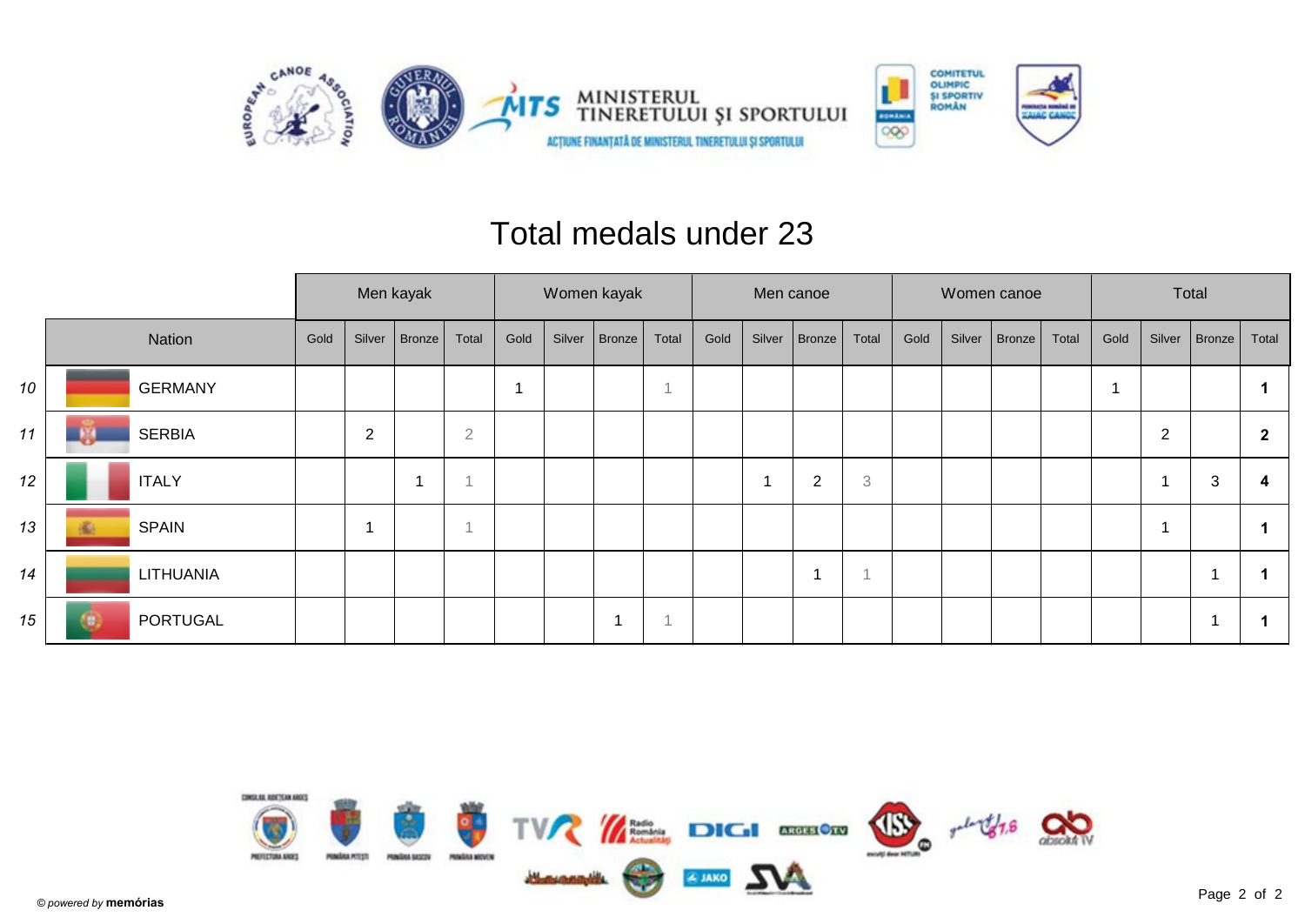# Total medals under 23

| | Nation | Men kayak | | | | Women kayak | | | | Men canoe | | | | Women canoe | | | | Total | | | |
|---|---|---|---|---|---|---|---|---|---|---|---|---|---|---|---|---|---|---|---|---|---|
| | | Gold | Silver | Bronze | Total | Gold | Silver | Bronze | Total | Gold | Silver | Bronze | Total | Gold | Silver | Bronze | Total | Gold | Silver | Bronze | Total |
| *10* | GERMANY | | | | | 1 | | | 1 | | | | | | | | | 1 | | | **1** |
| *11* | SERBIA | | 2 | | 2 | | | | | | | | | | | | | | 2 | | **2** |
| *12* | ITALY | | | 1 | 1 | | | | | | 1 | 2 | 3 | | | | | | 1 | 3 | **4** |
| *13* | SPAIN | | 1 | | 1 | | | | | | | | | | | | | | 1 | | **1** |
| *14* | LITHUANIA | | | | | | | | | | | 1 | 1 | | | | | | | 1 | **1** |
| *15* | PORTUGAL | | | | | | | 1 | 1 | | | | | | | | | | | 1 | **1** |

© *powered by* **memórias**